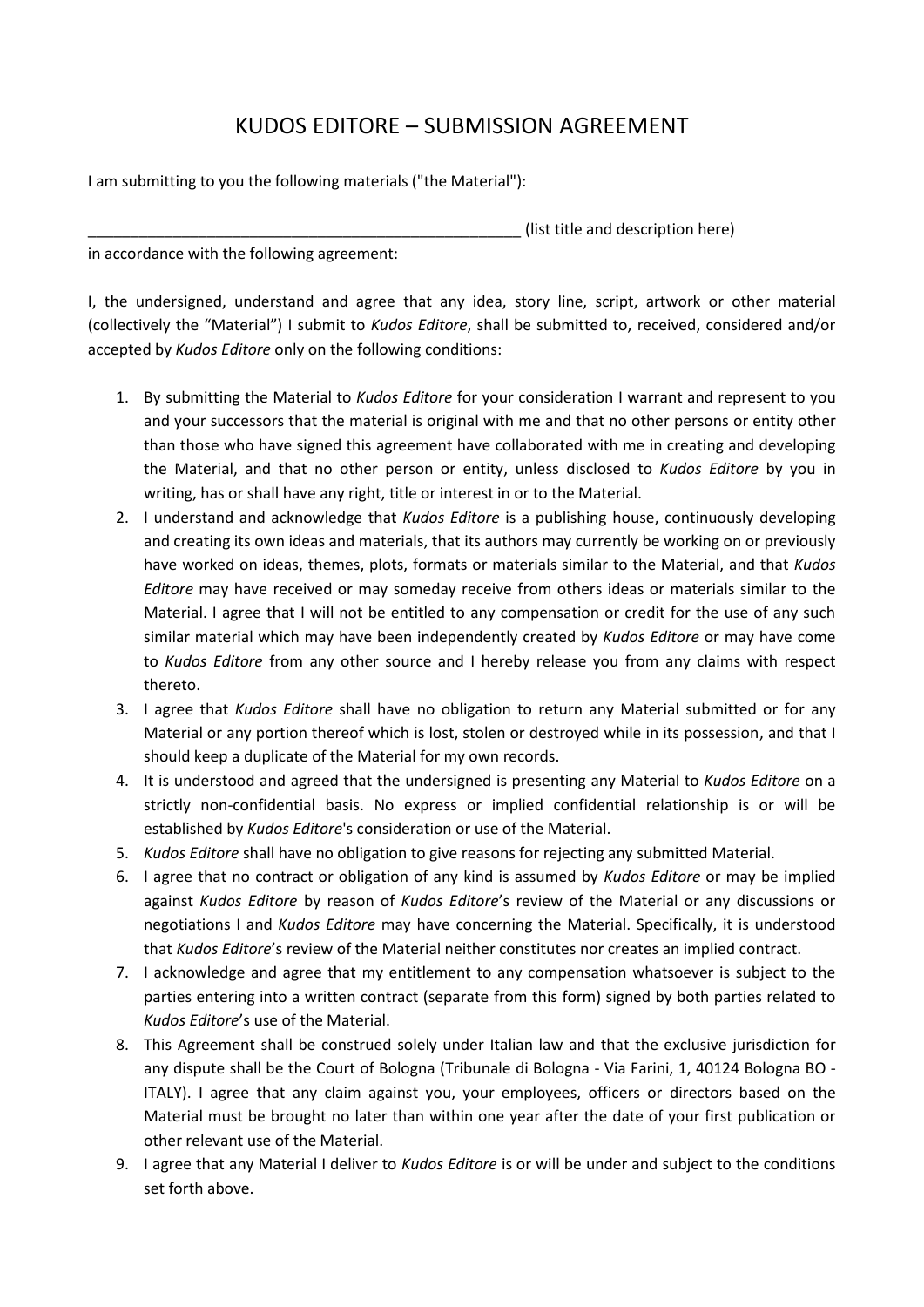# KUDOS EDITORE – SUBMISSION AGREEMENT

I am submitting to you the following materials ("the Material"):

_____________________________________________________ (list title and description here)

in accordance with the following agreement:

I, the undersigned, understand and agree that any idea, story line, script, artwork or other material (collectively the "Material") I submit to *Kudos Editore*, shall be submitted to, received, considered and/or accepted by *Kudos Editore* only on the following conditions:

1. By submitting the Material to *Kudos Editore* for your consideration I warrant and represent to you and your successors that the material is original with me and that no other persons or entity other than those who have signed this agreement have collaborated with me in creating and developing the Material, and that no other person or entity, unless disclosed to *Kudos Editore* by you in writing, has or shall have any right, title or interest in or to the Material.
2. I understand and acknowledge that *Kudos Editore* is a publishing house, continuously developing and creating its own ideas and materials, that its authors may currently be working on or previously have worked on ideas, themes, plots, formats or materials similar to the Material, and that *Kudos Editore* may have received or may someday receive from others ideas or materials similar to the Material. I agree that I will not be entitled to any compensation or credit for the use of any such similar material which may have been independently created by *Kudos Editore* or may have come to *Kudos Editore* from any other source and I hereby release you from any claims with respect thereto.
3. I agree that *Kudos Editore* shall have no obligation to return any Material submitted or for any Material or any portion thereof which is lost, stolen or destroyed while in its possession, and that I should keep a duplicate of the Material for my own records.
4. It is understood and agreed that the undersigned is presenting any Material to *Kudos Editore* on a strictly non-confidential basis. No express or implied confidential relationship is or will be established by *Kudos Editore*'s consideration or use of the Material.
5. *Kudos Editore* shall have no obligation to give reasons for rejecting any submitted Material.
6. I agree that no contract or obligation of any kind is assumed by *Kudos Editore* or may be implied against *Kudos Editore* by reason of *Kudos Editore*'s review of the Material or any discussions or negotiations I and *Kudos Editore* may have concerning the Material. Specifically, it is understood that *Kudos Editore*'s review of the Material neither constitutes nor creates an implied contract.
7. I acknowledge and agree that my entitlement to any compensation whatsoever is subject to the parties entering into a written contract (separate from this form) signed by both parties related to *Kudos Editore*'s use of the Material.
8. This Agreement shall be construed solely under Italian law and that the exclusive jurisdiction for any dispute shall be the Court of Bologna (Tribunale di Bologna - Via Farini, 1, 40124 Bologna BO - ITALY). I agree that any claim against you, your employees, officers or directors based on the Material must be brought no later than within one year after the date of your first publication or other relevant use of the Material.
9. I agree that any Material I deliver to *Kudos Editore* is or will be under and subject to the conditions set forth above.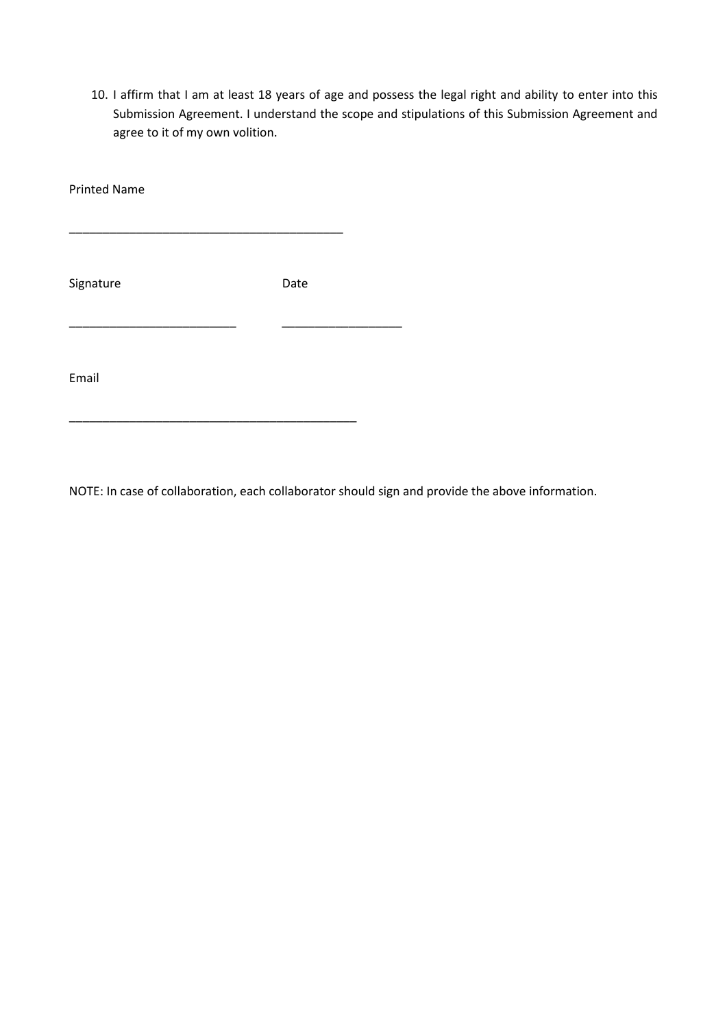10. I affirm that I am at least 18 years of age and possess the legal right and ability to enter into this Submission Agreement. I understand the scope and stipulations of this Submission Agreement and agree to it of my own volition.

Printed Name

__________________________________________

Signature                                        Date

__________________________          __________________

Email

____________________________________________

NOTE: In case of collaboration, each collaborator should sign and provide the above information.